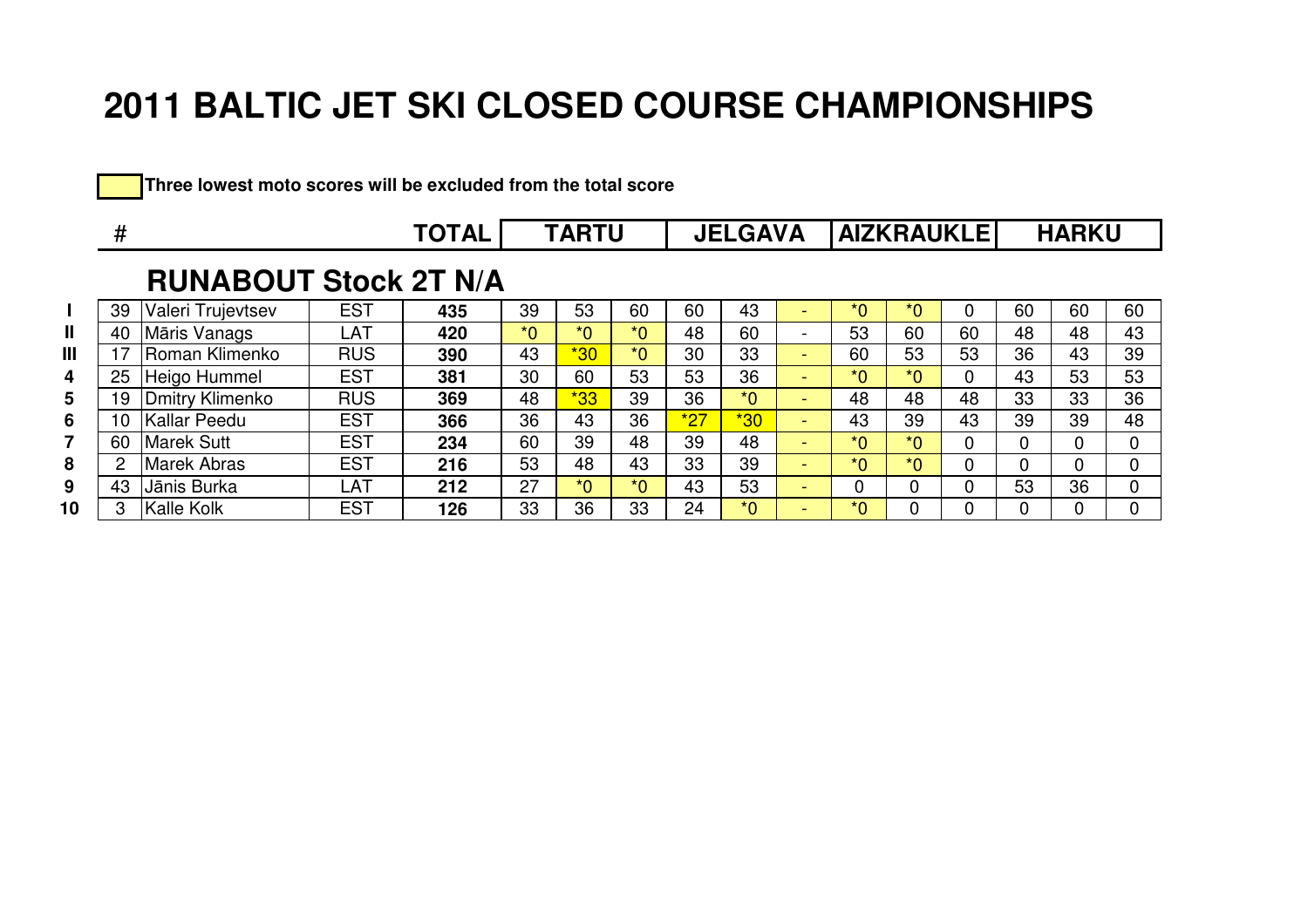# 2011 BALTIC JET SKI CLOSED COURSE CHAMPIONSHIPS

Three lowest moto scores will be excluded from the total score

## RUNABOUT Stock 2T N/A

| | # | | | TOTAL | TARTU | | | JELGAVA | | | AIZKRAUKLE | | | HARKU | | |
|---|---|---|---|---|---|---|---|---|---|---|---|---|---|---|---|---|
| I | 39 | Valeri Trujevtsev | EST | 435 | 39 | 53 | 60 | 60 | 43 | - | *0 | *0 | 0 | 60 | 60 | 60 |
| II | 40 | Māris Vanags | LAT | 420 | *0 | *0 | *0 | 48 | 60 | - | 53 | 60 | 60 | 48 | 48 | 43 |
| III | 17 | Roman Klimenko | RUS | 390 | 43 | *30 | *0 | 30 | 33 | - | 60 | 53 | 53 | 36 | 43 | 39 |
| 4 | 25 | Heigo Hummel | EST | 381 | 30 | 60 | 53 | 53 | 36 | - | *0 | *0 | 0 | 43 | 53 | 53 |
| 5 | 19 | Dmitry Klimenko | RUS | 369 | 48 | *33 | 39 | 36 | *0 | - | 48 | 48 | 48 | 33 | 33 | 36 |
| 6 | 10 | Kallar Peedu | EST | 366 | 36 | 43 | 36 | *27 | *30 | - | 43 | 39 | 43 | 39 | 39 | 48 |
| 7 | 60 | Marek Sutt | EST | 234 | 60 | 39 | 48 | 39 | 48 | - | *0 | *0 | 0 | 0 | 0 | 0 |
| 8 | 2 | Marek Abras | EST | 216 | 53 | 48 | 43 | 33 | 39 | - | *0 | *0 | 0 | 0 | 0 | 0 |
| 9 | 43 | Jānis Burka | LAT | 212 | 27 | *0 | *0 | 43 | 53 | - | 0 | 0 | 0 | 53 | 36 | 0 |
| 10 | 3 | Kalle Kolk | EST | 126 | 33 | 36 | 33 | 24 | *0 | - | *0 | 0 | 0 | 0 | 0 | 0 |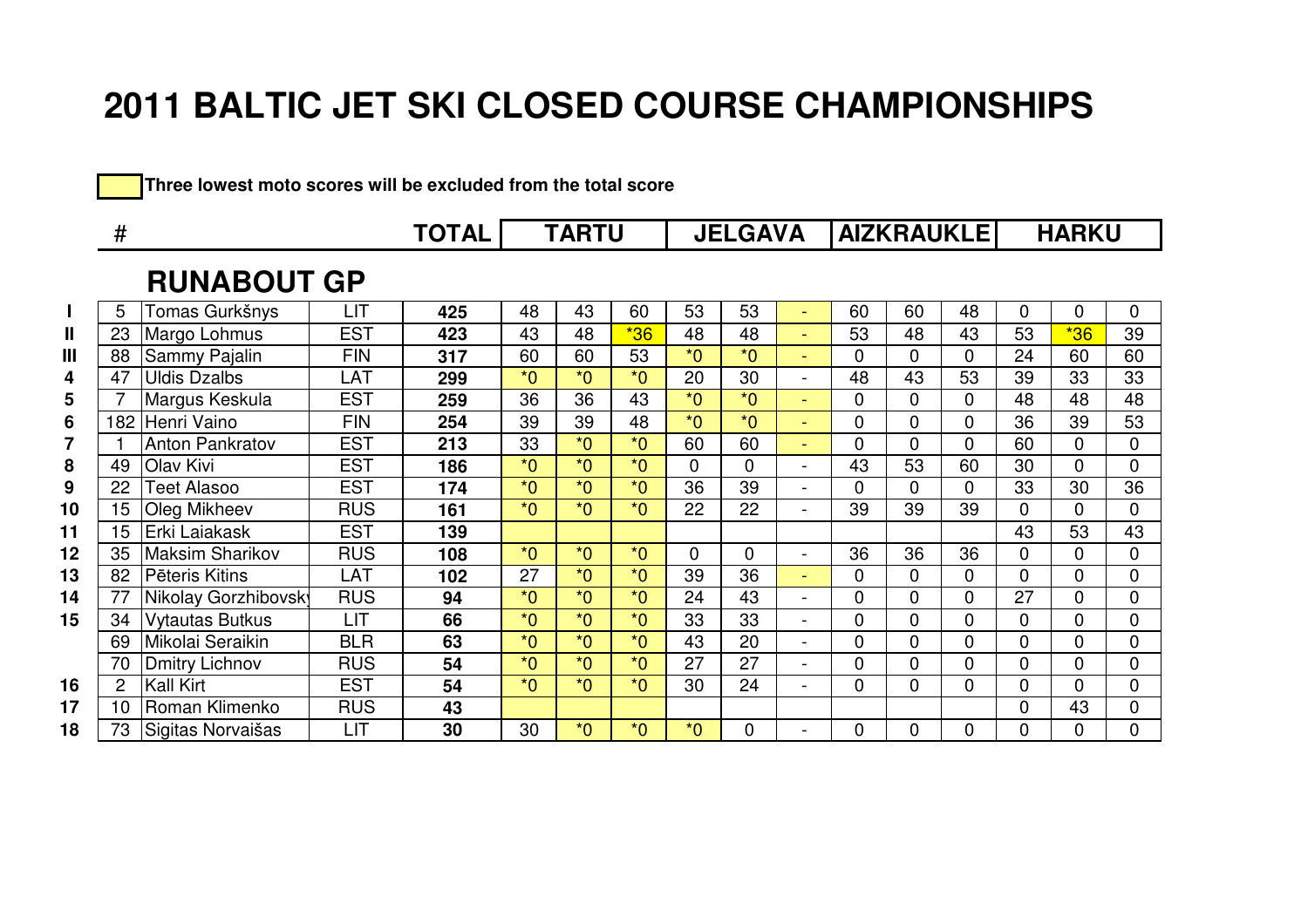# 2011 BALTIC JET SKI CLOSED COURSE CHAMPIONSHIPS

Three lowest moto scores will be excluded from the total score

| | # | | | TOTAL | TARTU | | | JELGAVA | | | AIZKRAUKLE | | | HARKU | | |
|---|---|---|---|---|---|---|---|---|---|---|---|---|---|---|---|---|
| | | **RUNABOUT GP** | | | | | | | | | | | | | | |
| I | 5 | Tomas Gurkšnys | LIT | **425** | 48 | 43 | 60 | 53 | 53 | - | 60 | 60 | 48 | 0 | 0 | 0 |
| II | 23 | Margo Lohmus | EST | **423** | 43 | 48 | *36 | 48 | 48 | - | 53 | 48 | 43 | 53 | *36 | 39 |
| III | 88 | Sammy Pajalin | FIN | **317** | 60 | 60 | 53 | *0 | *0 | - | 0 | 0 | 0 | 24 | 60 | 60 |
| 4 | 47 | Uldis Dzalbs | LAT | **299** | *0 | *0 | *0 | 20 | 30 | - | 48 | 43 | 53 | 39 | 33 | 33 |
| 5 | 7 | Margus Keskula | EST | **259** | 36 | 36 | 43 | *0 | *0 | - | 0 | 0 | 0 | 48 | 48 | 48 |
| 6 | 182 | Henri Vaino | FIN | **254** | 39 | 39 | 48 | *0 | *0 | - | 0 | 0 | 0 | 36 | 39 | 53 |
| 7 | 1 | Anton Pankratov | EST | **213** | 33 | *0 | *0 | 60 | 60 | - | 0 | 0 | 0 | 60 | 0 | 0 |
| 8 | 49 | Olav Kivi | EST | **186** | *0 | *0 | *0 | 0 | 0 | - | 43 | 53 | 60 | 30 | 0 | 0 |
| 9 | 22 | Teet Alasoo | EST | **174** | *0 | *0 | *0 | 36 | 39 | - | 0 | 0 | 0 | 33 | 30 | 36 |
| 10 | 15 | Oleg Mikheev | RUS | **161** | *0 | *0 | *0 | 22 | 22 | - | 39 | 39 | 39 | 0 | 0 | 0 |
| 11 | 15 | Erki Laiakask | EST | **139** | | | | | | | | | | 43 | 53 | 43 |
| 12 | 35 | Maksim Sharikov | RUS | **108** | *0 | *0 | *0 | 0 | 0 | - | 36 | 36 | 36 | 0 | 0 | 0 |
| 13 | 82 | Pēteris Kitins | LAT | **102** | 27 | *0 | *0 | 39 | 36 | - | 0 | 0 | 0 | 0 | 0 | 0 |
| 14 | 77 | Nikolay Gorzhibovsky | RUS | **94** | *0 | *0 | *0 | 24 | 43 | - | 0 | 0 | 0 | 27 | 0 | 0 |
| 15 | 34 | Vytautas Butkus | LIT | **66** | *0 | *0 | *0 | 33 | 33 | - | 0 | 0 | 0 | 0 | 0 | 0 |
| | 69 | Mikolai Seraikin | BLR | **63** | *0 | *0 | *0 | 43 | 20 | - | 0 | 0 | 0 | 0 | 0 | 0 |
| | 70 | Dmitry Lichnov | RUS | **54** | *0 | *0 | *0 | 27 | 27 | - | 0 | 0 | 0 | 0 | 0 | 0 |
| 16 | 2 | Kall Kirt | EST | **54** | *0 | *0 | *0 | 30 | 24 | - | 0 | 0 | 0 | 0 | 0 | 0 |
| 17 | 10 | Roman Klimenko | RUS | **43** | | | | | | | | | | 0 | 43 | 0 |
| 18 | 73 | Sigitas Norvaišas | LIT | **30** | 30 | *0 | *0 | *0 | 0 | - | 0 | 0 | 0 | 0 | 0 | 0 |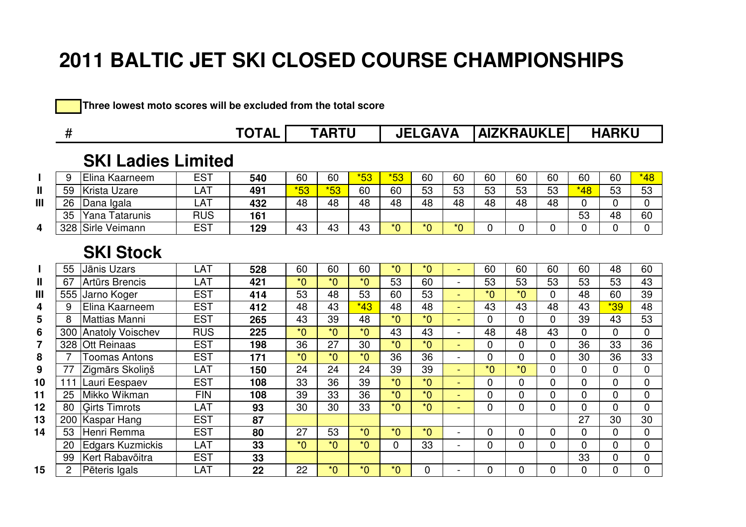# 2011 BALTIC JET SKI CLOSED COURSE CHAMPIONSHIPS

Three lowest moto scores will be excluded from the total score

| | # | | | TOTAL | TARTU | | | JELGAVA | | | AIZKRAUKLE | | | HARKU | | |
|---|---|---|---|---|---|---|---|---|---|---|---|---|---|---|---|---|
| | | **SKI Ladies Limited** | | | | | | | | | | | | | | |
| I | 9 | Elina Kaarneem | EST | **540** | 60 | 60 | *53 | *53 | 60 | 60 | 60 | 60 | 60 | 60 | 60 | *48 |
| II | 59 | Krista Uzare | LAT | **491** | *53 | *53 | 60 | 60 | 53 | 53 | 53 | 53 | 53 | *48 | 53 | 53 |
| III | 26 | Dana Igala | LAT | **432** | 48 | 48 | 48 | 48 | 48 | 48 | 48 | 48 | 48 | 0 | 0 | 0 |
| | 35 | Yana Tatarunis | RUS | **161** | | | | | | | | | | 53 | 48 | 60 |
| 4 | 328 | Sirle Veimann | EST | **129** | 43 | 43 | 43 | *0 | *0 | *0 | 0 | 0 | 0 | 0 | 0 | 0 |
| | | **SKI Stock** | | | | | | | | | | | | | | |
| I | 55 | Jānis Uzars | LAT | **528** | 60 | 60 | 60 | *0 | *0 | - | 60 | 60 | 60 | 60 | 48 | 60 |
| II | 67 | Artūrs Brencis | LAT | **421** | *0 | *0 | *0 | 53 | 60 | - | 53 | 53 | 53 | 53 | 53 | 43 |
| III | 555 | Jarno Koger | EST | **414** | 53 | 48 | 53 | 60 | 53 | - | *0 | *0 | 0 | 48 | 60 | 39 |
| 4 | 9 | Elina Kaarneem | EST | **412** | 48 | 43 | *43 | 48 | 48 | - | 43 | 43 | 48 | 43 | *39 | 48 |
| 5 | 8 | Mattias Manni | EST | **265** | 43 | 39 | 48 | *0 | *0 | - | 0 | 0 | 0 | 39 | 43 | 53 |
| 6 | 300 | Anatoly Voischev | RUS | **225** | *0 | *0 | *0 | 43 | 43 | - | 48 | 48 | 43 | 0 | 0 | 0 |
| 7 | 328 | Ott Reinaas | EST | **198** | 36 | 27 | 30 | *0 | *0 | - | 0 | 0 | 0 | 36 | 33 | 36 |
| 8 | 7 | Toomas Antons | EST | **171** | *0 | *0 | *0 | 36 | 36 | - | 0 | 0 | 0 | 30 | 36 | 33 |
| 9 | 77 | Zigmārs Skoliņš | LAT | **150** | 24 | 24 | 24 | 39 | 39 | - | *0 | *0 | 0 | 0 | 0 | 0 |
| 10 | 111 | Lauri Eespaev | EST | **108** | 33 | 36 | 39 | *0 | *0 | - | 0 | 0 | 0 | 0 | 0 | 0 |
| 11 | 25 | Mikko Wikman | FIN | **108** | 39 | 33 | 36 | *0 | *0 | - | 0 | 0 | 0 | 0 | 0 | 0 |
| 12 | 80 | Ģirts Timrots | LAT | **93** | 30 | 30 | 33 | *0 | *0 | - | 0 | 0 | 0 | 0 | 0 | 0 |
| 13 | 200 | Kaspar Hang | EST | **87** | | | | | | | | | | 27 | 30 | 30 |
| 14 | 53 | Henri Remma | EST | **80** | 27 | 53 | *0 | *0 | *0 | - | 0 | 0 | 0 | 0 | 0 | 0 |
| | 20 | Edgars Kuzmickis | LAT | **33** | *0 | *0 | *0 | 0 | 33 | - | 0 | 0 | 0 | 0 | 0 | 0 |
| | 99 | Kert Rabavõitra | EST | **33** | | | | | | | | | | 33 | 0 | 0 |
| 15 | 2 | Pēteris Igals | LAT | **22** | 22 | *0 | *0 | *0 | 0 | - | 0 | 0 | 0 | 0 | 0 | 0 |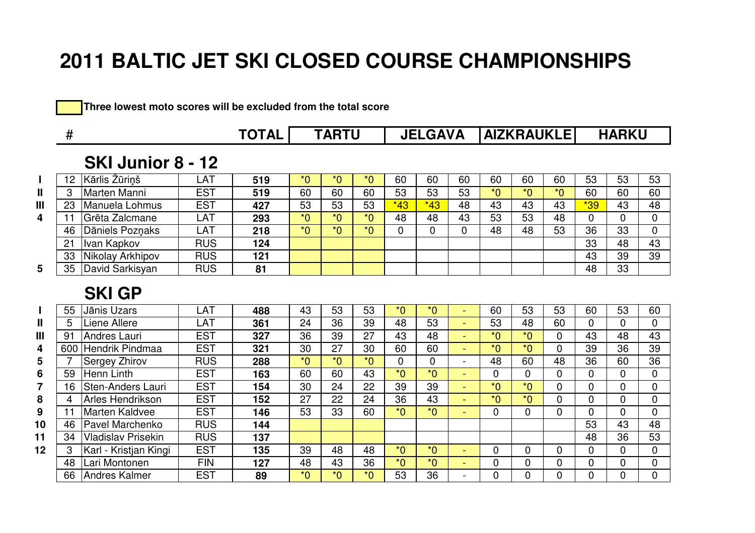# 2011 BALTIC JET SKI CLOSED COURSE CHAMPIONSHIPS

Three lowest moto scores will be excluded from the total score

| | # | | | TOTAL | TARTU | | | JELGAVA | | | AIZKRAUKLE | | | HARKU | | |
|---|---|---|---|---|---|---|---|---|---|---|---|---|---|---|---|---|
| | | **SKI Junior 8 - 12** | | | | | | | | | | | | | | |
| I | 12 | Kārlis Žūriņš | LAT | 519 | *0 | *0 | *0 | 60 | 60 | 60 | 60 | 60 | 60 | 53 | 53 | 53 |
| II | 3 | Marten Manni | EST | 519 | 60 | 60 | 60 | 53 | 53 | 53 | *0 | *0 | *0 | 60 | 60 | 60 |
| III | 23 | Manuela Lohmus | EST | 427 | 53 | 53 | 53 | *43 | *43 | 48 | 43 | 43 | 43 | *39 | 43 | 48 |
| 4 | 11 | Grēta Zalcmane | LAT | 293 | *0 | *0 | *0 | 48 | 48 | 43 | 53 | 53 | 48 | 0 | 0 | 0 |
| | 46 | Dāniels Pozņaks | LAT | 218 | *0 | *0 | *0 | 0 | 0 | 0 | 48 | 48 | 53 | 36 | 33 | 0 |
| | 21 | Ivan Kapkov | RUS | 124 | | | | | | | | | | 33 | 48 | 43 |
| | 33 | Nikolay Arkhipov | RUS | 121 | | | | | | | | | | 43 | 39 | 39 |
| 5 | 35 | David Sarkisyan | RUS | 81 | | | | | | | | | | 48 | 33 | |
| | | **SKI GP** | | | | | | | | | | | | | | |
| I | 55 | Jānis Uzars | LAT | 488 | 43 | 53 | 53 | *0 | *0 | - | 60 | 53 | 53 | 60 | 53 | 60 |
| II | 5 | Liene Allere | LAT | 361 | 24 | 36 | 39 | 48 | 53 | - | 53 | 48 | 60 | 0 | 0 | 0 |
| III | 91 | Andres Lauri | EST | 327 | 36 | 39 | 27 | 43 | 48 | - | *0 | *0 | 0 | 43 | 48 | 43 |
| 4 | 600 | Hendrik Pindmaa | EST | 321 | 30 | 27 | 30 | 60 | 60 | - | *0 | *0 | 0 | 39 | 36 | 39 |
| 5 | 7 | Sergey Zhirov | RUS | 288 | *0 | *0 | *0 | 0 | 0 | - | 48 | 60 | 48 | 36 | 60 | 36 |
| 6 | 59 | Henn Linth | EST | 163 | 60 | 60 | 43 | *0 | *0 | - | 0 | 0 | 0 | 0 | 0 | 0 |
| 7 | 16 | Sten-Anders Lauri | EST | 154 | 30 | 24 | 22 | 39 | 39 | - | *0 | *0 | 0 | 0 | 0 | 0 |
| 8 | 4 | Arles Hendrikson | EST | 152 | 27 | 22 | 24 | 36 | 43 | - | *0 | *0 | 0 | 0 | 0 | 0 |
| 9 | 11 | Marten Kaldvee | EST | 146 | 53 | 33 | 60 | *0 | *0 | - | 0 | 0 | 0 | 0 | 0 | 0 |
| 10 | 46 | Pavel Marchenko | RUS | 144 | | | | | | | | | | 53 | 43 | 48 |
| 11 | 34 | Vladislav Prisekin | RUS | 137 | | | | | | | | | | 48 | 36 | 53 |
| 12 | 3 | Karl - Kristjan Kingi | EST | 135 | 39 | 48 | 48 | *0 | *0 | - | 0 | 0 | 0 | 0 | 0 | 0 |
| | 48 | Lari Montonen | FIN | 127 | 48 | 43 | 36 | *0 | *0 | - | 0 | 0 | 0 | 0 | 0 | 0 |
| | 66 | Andres Kalmer | EST | 89 | *0 | *0 | *0 | 53 | 36 | - | 0 | 0 | 0 | 0 | 0 | 0 |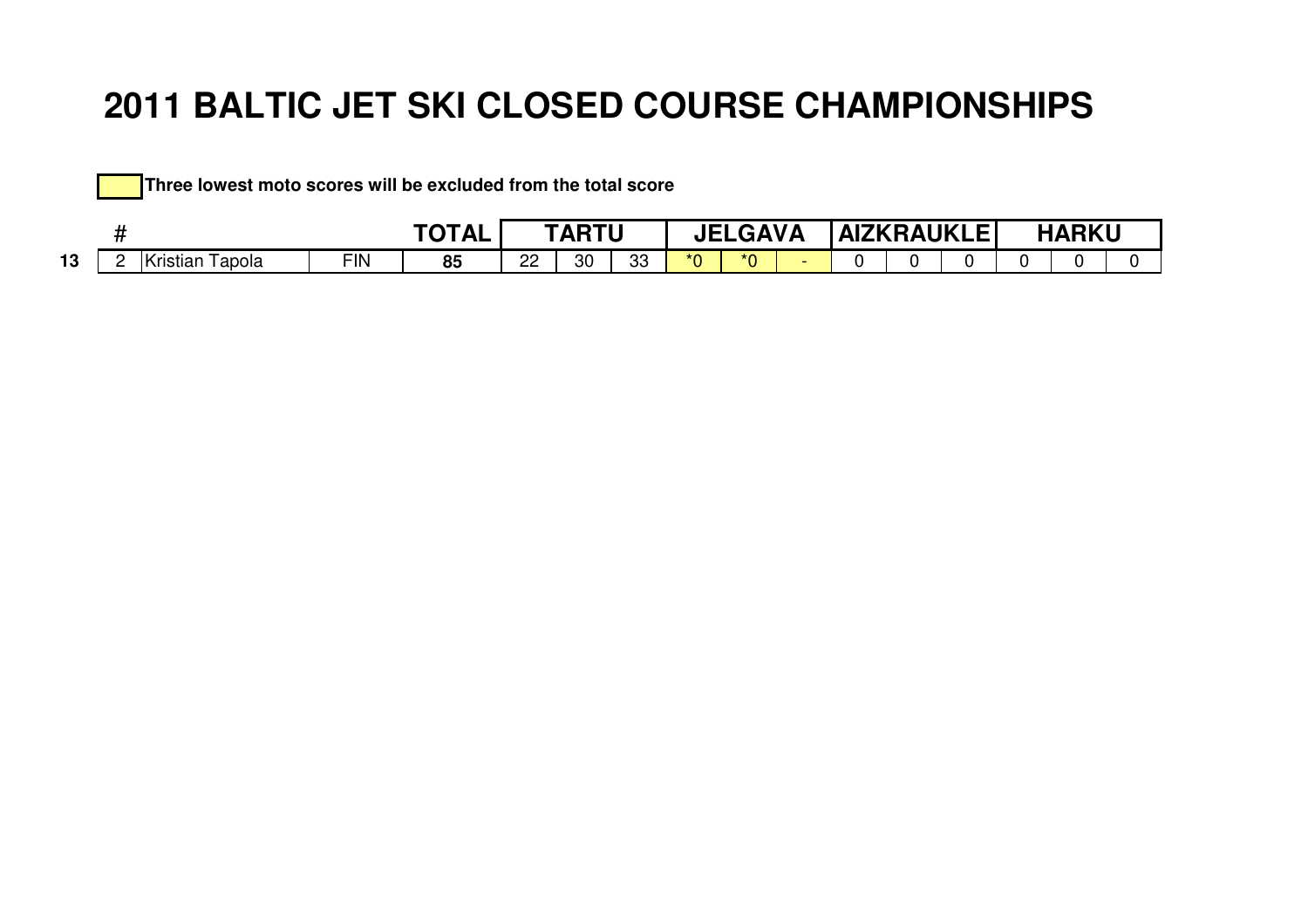# 2011 BALTIC JET SKI CLOSED COURSE CHAMPIONSHIPS

**Three lowest moto scores will be excluded from the total score**

| | # | | | TOTAL | TARTU | | | JELGAVA | | | AIZKRAUKLE | | | HARKU | | |
|---|---|---|---|---|---|---|---|---|---|---|---|---|---|---|---|---|
| **13** | 2 | Kristian Tapola | FIN | **85** | 22 | 30 | 33 | *0 | *0 | - | 0 | 0 | 0 | 0 | 0 | 0 |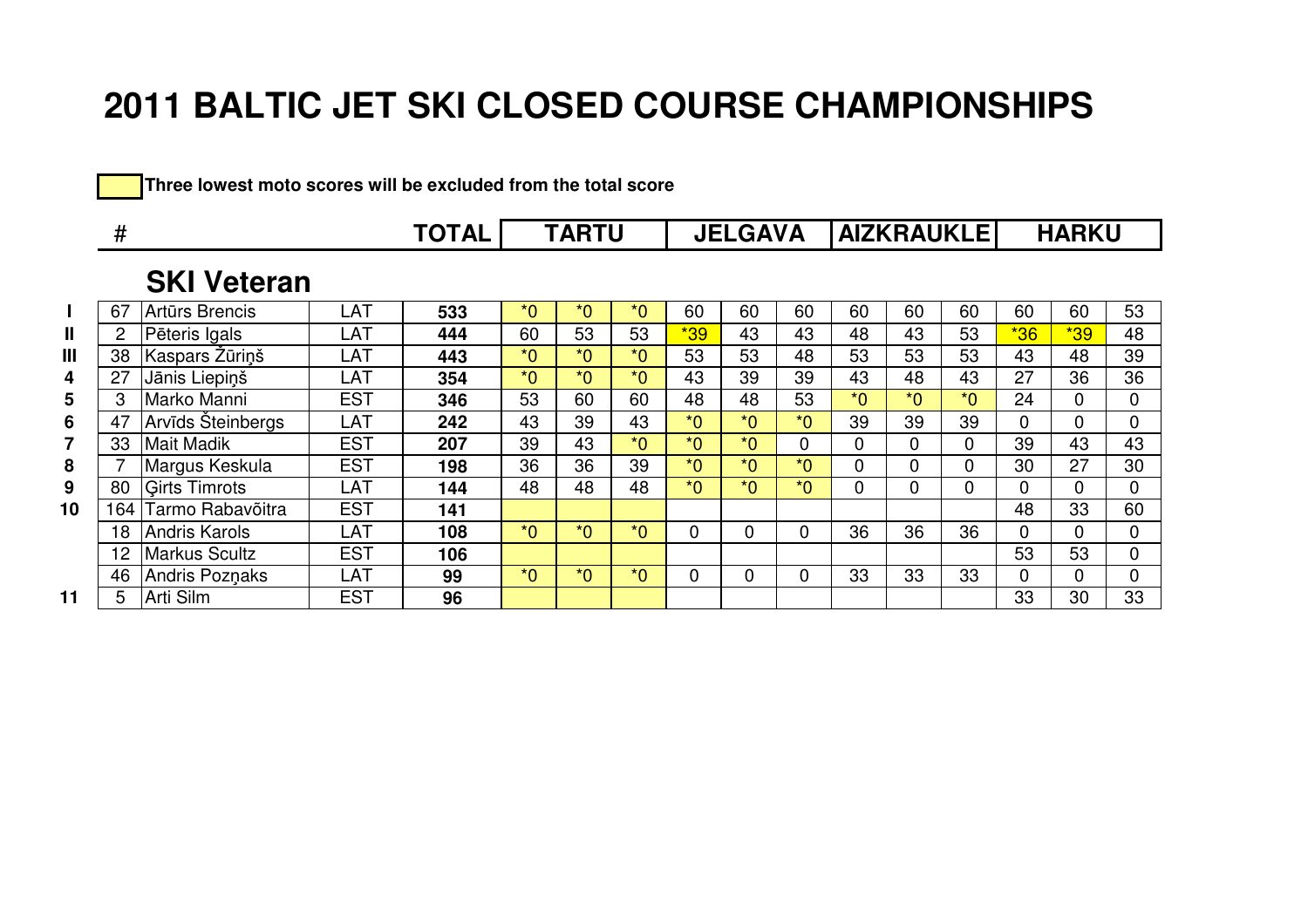# 2011 BALTIC JET SKI CLOSED COURSE CHAMPIONSHIPS

**Three lowest moto scores will be excluded from the total score**

| | # | | | TOTAL | TARTU | | | JELGAVA | | | AIZKRAUKLE | | | HARKU | | |
|---|---|---|---|---|---|---|---|---|---|---|---|---|---|---|---|---|
| | | **SKI Veteran** | | | | | | | | | | | | | | |
| I | 67 | Artūrs Brencis | LAT | **533** | *0 | *0 | *0 | 60 | 60 | 60 | 60 | 60 | 60 | 60 | 60 | 53 |
| II | 2 | Pēteris Igals | LAT | **444** | 60 | 53 | 53 | *39 | 43 | 43 | 48 | 43 | 53 | *36 | *39 | 48 |
| III | 38 | Kaspars Žūriņš | LAT | **443** | *0 | *0 | *0 | 53 | 53 | 48 | 53 | 53 | 53 | 43 | 48 | 39 |
| 4 | 27 | Jānis Liepiņš | LAT | **354** | *0 | *0 | *0 | 43 | 39 | 39 | 43 | 48 | 43 | 27 | 36 | 36 |
| 5 | 3 | Marko Manni | EST | **346** | 53 | 60 | 60 | 48 | 48 | 53 | *0 | *0 | *0 | 24 | 0 | 0 |
| 6 | 47 | Arvīds Šteinbergs | LAT | **242** | 43 | 39 | 43 | *0 | *0 | *0 | 39 | 39 | 39 | 0 | 0 | 0 |
| 7 | 33 | Mait Madik | EST | **207** | 39 | 43 | *0 | *0 | *0 | 0 | 0 | 0 | 0 | 39 | 43 | 43 |
| 8 | 7 | Margus Keskula | EST | **198** | 36 | 36 | 39 | *0 | *0 | *0 | 0 | 0 | 0 | 30 | 27 | 30 |
| 9 | 80 | Ģirts Timrots | LAT | **144** | 48 | 48 | 48 | *0 | *0 | *0 | 0 | 0 | 0 | 0 | 0 | 0 |
| 10 | 164 | Tarmo Rabavõitra | EST | **141** | | | | | | | | | | 48 | 33 | 60 |
| | 18 | Andris Karols | LAT | **108** | *0 | *0 | *0 | 0 | 0 | 0 | 36 | 36 | 36 | 0 | 0 | 0 |
| | 12 | Markus Scultz | EST | **106** | | | | | | | | | | 53 | 53 | 0 |
| | 46 | Andris Poznaks | LAT | **99** | *0 | *0 | *0 | 0 | 0 | 0 | 33 | 33 | 33 | 0 | 0 | 0 |
| 11 | 5 | Arti Silm | EST | **96** | | | | | | | | | | 33 | 30 | 33 |